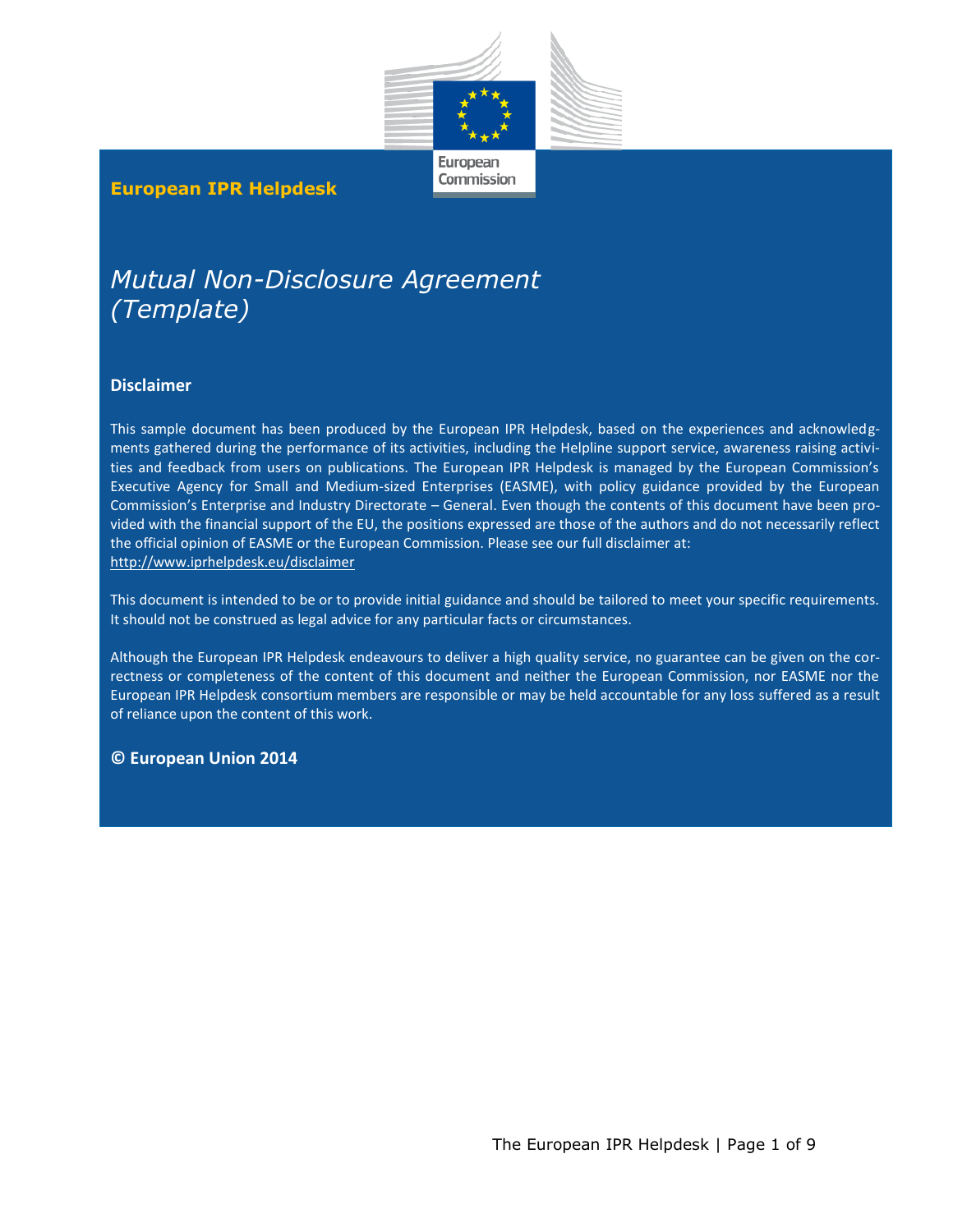**European IPR Helpdesk**

# *Mutual Non-Disclosure Agreement (Template)*

## Disclaimer

This sample document has been produced by the European IPR Helpdesk, based on the experiences and acknowledgments gathered during the performance of its activities, including the Helpline support service, awareness raising activities and feedback from users on publications. The European IPR Helpdesk is managed by the European Commission's Executive Agency for Small and Medium-sized Enterprises (EASME), with policy guidance provided by the European Commission's Enterprise and Industry Directorate – General. Even though the contents of this document have been provided with the financial support of the EU, the positions expressed are those of the authors and do not necessarily reflect the official opinion of EASME or the European Commission. Please see our full disclaimer at: http://www.iprhelpdesk.eu/disclaimer

This document is intended to be or to provide initial guidance and should be tailored to meet your specific requirements. It should not be construed as legal advice for any particular facts or circumstances.

Although the European IPR Helpdesk endeavours to deliver a high quality service, no guarantee can be given on the correctness or completeness of the content of this document and neither the European Commission, nor EASME nor the European IPR Helpdesk consortium members are responsible or may be held accountable for any loss suffered as a result of reliance upon the content of this work.

**© European Union 2014**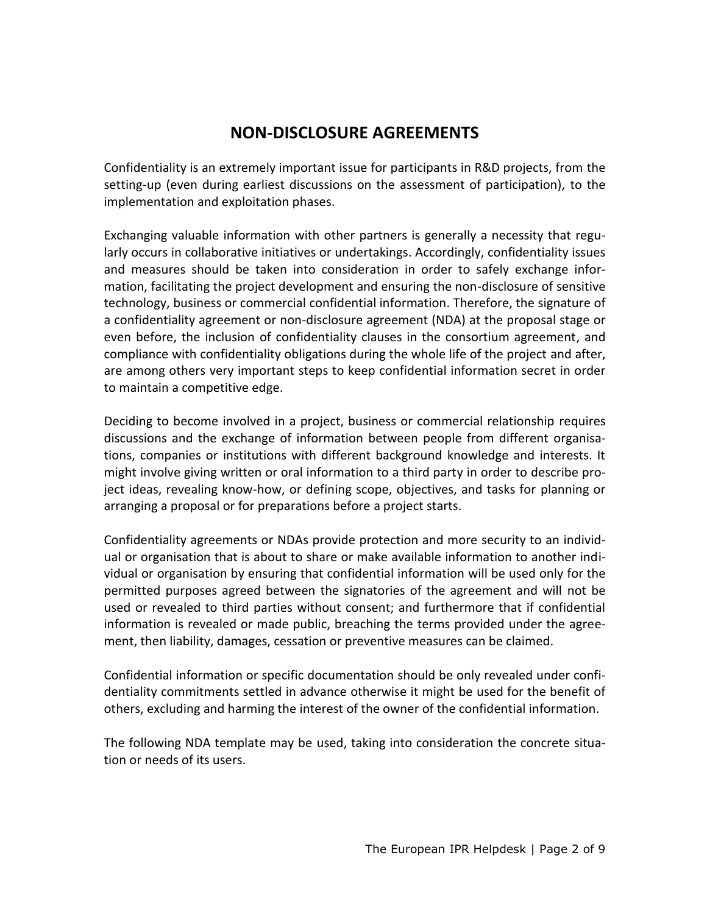# NON-DISCLOSURE AGREEMENTS

Confidentiality is an extremely important issue for participants in R&D projects, from the setting-up (even during earliest discussions on the assessment of participation), to the implementation and exploitation phases.

Exchanging valuable information with other partners is generally a necessity that regularly occurs in collaborative initiatives or undertakings. Accordingly, confidentiality issues and measures should be taken into consideration in order to safely exchange information, facilitating the project development and ensuring the non-disclosure of sensitive technology, business or commercial confidential information. Therefore, the signature of a confidentiality agreement or non-disclosure agreement (NDA) at the proposal stage or even before, the inclusion of confidentiality clauses in the consortium agreement, and compliance with confidentiality obligations during the whole life of the project and after, are among others very important steps to keep confidential information secret in order to maintain a competitive edge.

Deciding to become involved in a project, business or commercial relationship requires discussions and the exchange of information between people from different organisations, companies or institutions with different background knowledge and interests. It might involve giving written or oral information to a third party in order to describe project ideas, revealing know-how, or defining scope, objectives, and tasks for planning or arranging a proposal or for preparations before a project starts.

Confidentiality agreements or NDAs provide protection and more security to an individual or organisation that is about to share or make available information to another individual or organisation by ensuring that confidential information will be used only for the permitted purposes agreed between the signatories of the agreement and will not be used or revealed to third parties without consent; and furthermore that if confidential information is revealed or made public, breaching the terms provided under the agreement, then liability, damages, cessation or preventive measures can be claimed.

Confidential information or specific documentation should be only revealed under confidentiality commitments settled in advance otherwise it might be used for the benefit of others, excluding and harming the interest of the owner of the confidential information.

The following NDA template may be used, taking into consideration the concrete situation or needs of its users.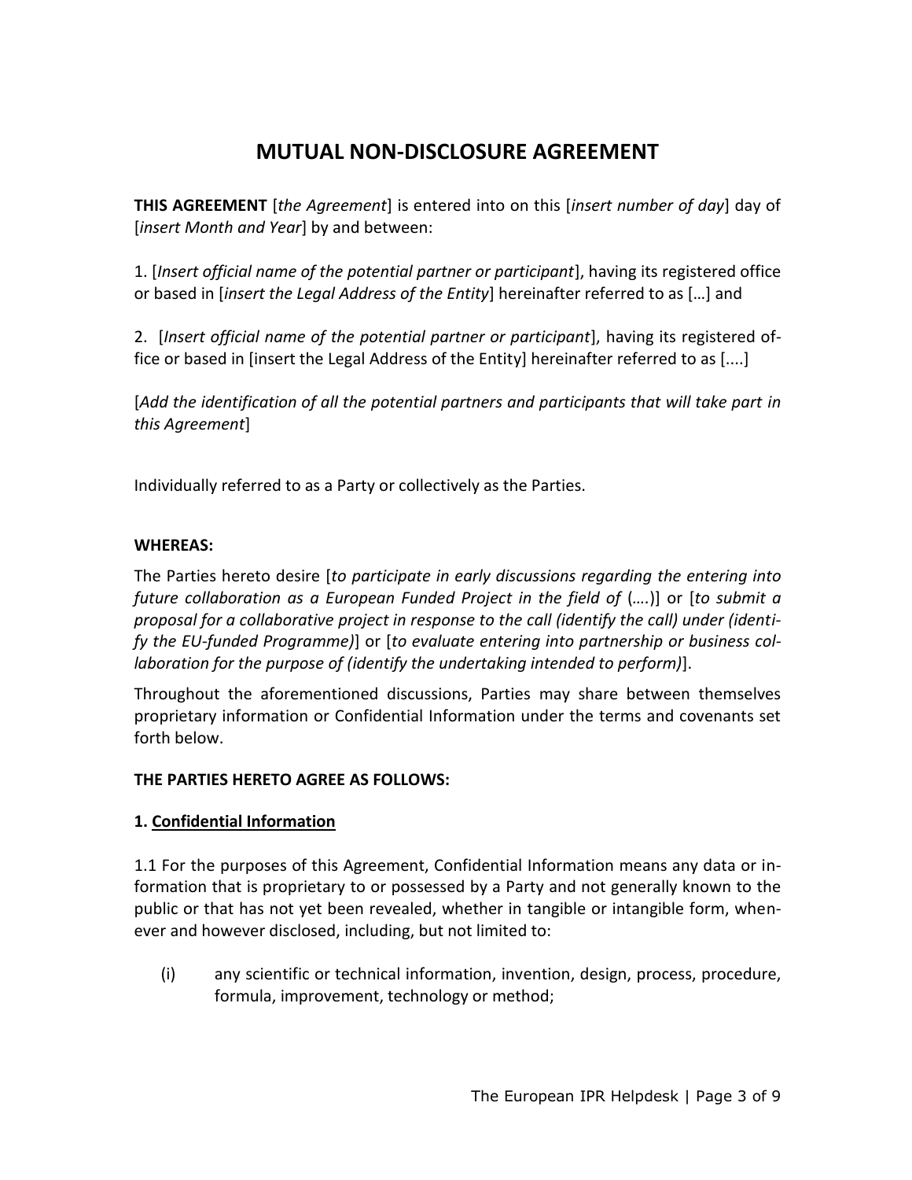# MUTUAL NON-DISCLOSURE AGREEMENT

**THIS AGREEMENT** [*the Agreement*] is entered into on this [*insert number of day*] day of [*insert Month and Year*] by and between:

1. [*Insert official name of the potential partner or participant*], having its registered office or based in [*insert the Legal Address of the Entity*] hereinafter referred to as […] and

2. [*Insert official name of the potential partner or participant*], having its registered office or based in [insert the Legal Address of the Entity] hereinafter referred to as [....]

[*Add the identification of all the potential partners and participants that will take part in this Agreement*]

Individually referred to as a Party or collectively as the Parties.

**WHEREAS:**

The Parties hereto desire [*to participate in early discussions regarding the entering into future collaboration as a European Funded Project in the field of* (….)] or [*to submit a proposal for a collaborative project in response to the call (identify the call) under (identify the EU-funded Programme)*] or [*to evaluate entering into partnership or business collaboration for the purpose of (identify the undertaking intended to perform)*].

Throughout the aforementioned discussions, Parties may share between themselves proprietary information or Confidential Information under the terms and covenants set forth below.

**THE PARTIES HERETO AGREE AS FOLLOWS:**

**1. Confidential Information**

1.1 For the purposes of this Agreement, Confidential Information means any data or information that is proprietary to or possessed by a Party and not generally known to the public or that has not yet been revealed, whether in tangible or intangible form, whenever and however disclosed, including, but not limited to:

(i) any scientific or technical information, invention, design, process, procedure, formula, improvement, technology or method;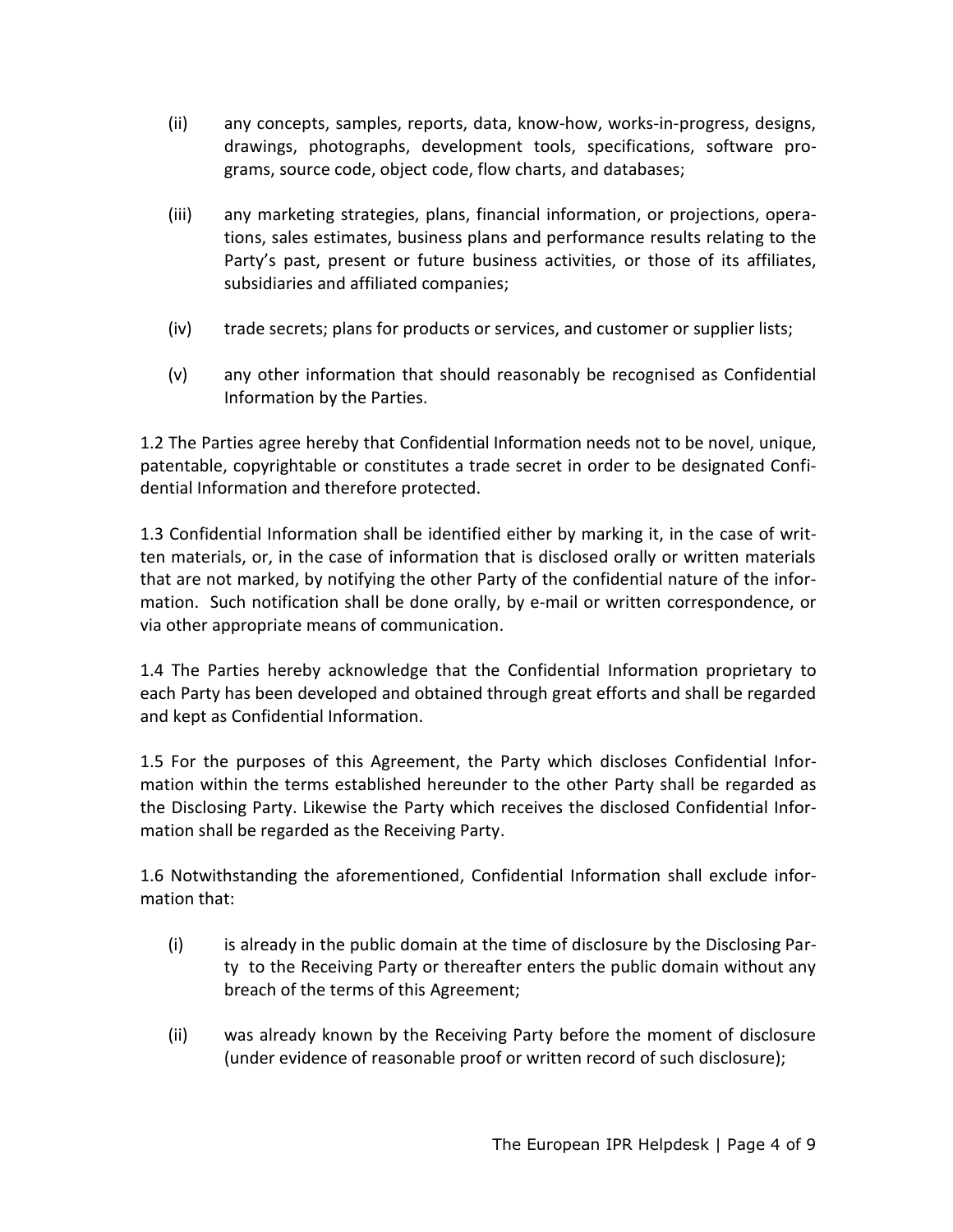(ii) any concepts, samples, reports, data, know-how, works-in-progress, designs, drawings, photographs, development tools, specifications, software programs, source code, object code, flow charts, and databases;

(iii) any marketing strategies, plans, financial information, or projections, operations, sales estimates, business plans and performance results relating to the Party's past, present or future business activities, or those of its affiliates, subsidiaries and affiliated companies;

(iv) trade secrets; plans for products or services, and customer or supplier lists;

(v) any other information that should reasonably be recognised as Confidential Information by the Parties.

1.2 The Parties agree hereby that Confidential Information needs not to be novel, unique, patentable, copyrightable or constitutes a trade secret in order to be designated Confidential Information and therefore protected.

1.3 Confidential Information shall be identified either by marking it, in the case of written materials, or, in the case of information that is disclosed orally or written materials that are not marked, by notifying the other Party of the confidential nature of the information. Such notification shall be done orally, by e-mail or written correspondence, or via other appropriate means of communication.

1.4 The Parties hereby acknowledge that the Confidential Information proprietary to each Party has been developed and obtained through great efforts and shall be regarded and kept as Confidential Information.

1.5 For the purposes of this Agreement, the Party which discloses Confidential Information within the terms established hereunder to the other Party shall be regarded as the Disclosing Party. Likewise the Party which receives the disclosed Confidential Information shall be regarded as the Receiving Party.

1.6 Notwithstanding the aforementioned, Confidential Information shall exclude information that:

(i) is already in the public domain at the time of disclosure by the Disclosing Party to the Receiving Party or thereafter enters the public domain without any breach of the terms of this Agreement;

(ii) was already known by the Receiving Party before the moment of disclosure (under evidence of reasonable proof or written record of such disclosure);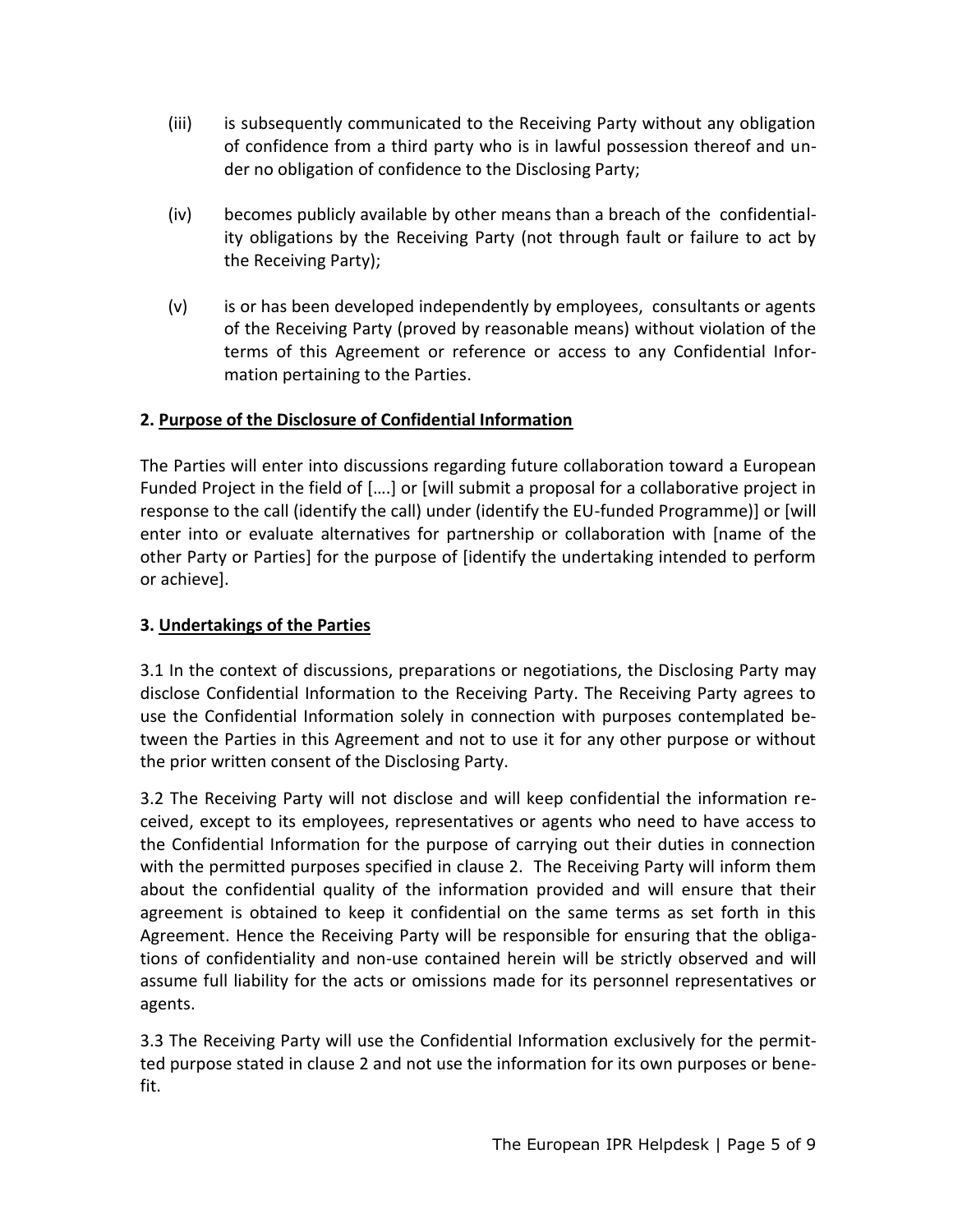(iii) is subsequently communicated to the Receiving Party without any obligation of confidence from a third party who is in lawful possession thereof and under no obligation of confidence to the Disclosing Party;

(iv) becomes publicly available by other means than a breach of the confidentiality obligations by the Receiving Party (not through fault or failure to act by the Receiving Party);

(v) is or has been developed independently by employees, consultants or agents of the Receiving Party (proved by reasonable means) without violation of the terms of this Agreement or reference or access to any Confidential Information pertaining to the Parties.

### 2. <u>Purpose of the Disclosure of Confidential Information</u>

The Parties will enter into discussions regarding future collaboration toward a European Funded Project in the field of [….] or [will submit a proposal for a collaborative project in response to the call (identify the call) under (identify the EU-funded Programme)] or [will enter into or evaluate alternatives for partnership or collaboration with [name of the other Party or Parties] for the purpose of [identify the undertaking intended to perform or achieve].

### 3. <u>Undertakings of the Parties</u>

3.1 In the context of discussions, preparations or negotiations, the Disclosing Party may disclose Confidential Information to the Receiving Party. The Receiving Party agrees to use the Confidential Information solely in connection with purposes contemplated between the Parties in this Agreement and not to use it for any other purpose or without the prior written consent of the Disclosing Party.

3.2 The Receiving Party will not disclose and will keep confidential the information received, except to its employees, representatives or agents who need to have access to the Confidential Information for the purpose of carrying out their duties in connection with the permitted purposes specified in clause 2. The Receiving Party will inform them about the confidential quality of the information provided and will ensure that their agreement is obtained to keep it confidential on the same terms as set forth in this Agreement. Hence the Receiving Party will be responsible for ensuring that the obligations of confidentiality and non-use contained herein will be strictly observed and will assume full liability for the acts or omissions made for its personnel representatives or agents.

3.3 The Receiving Party will use the Confidential Information exclusively for the permitted purpose stated in clause 2 and not use the information for its own purposes or benefit.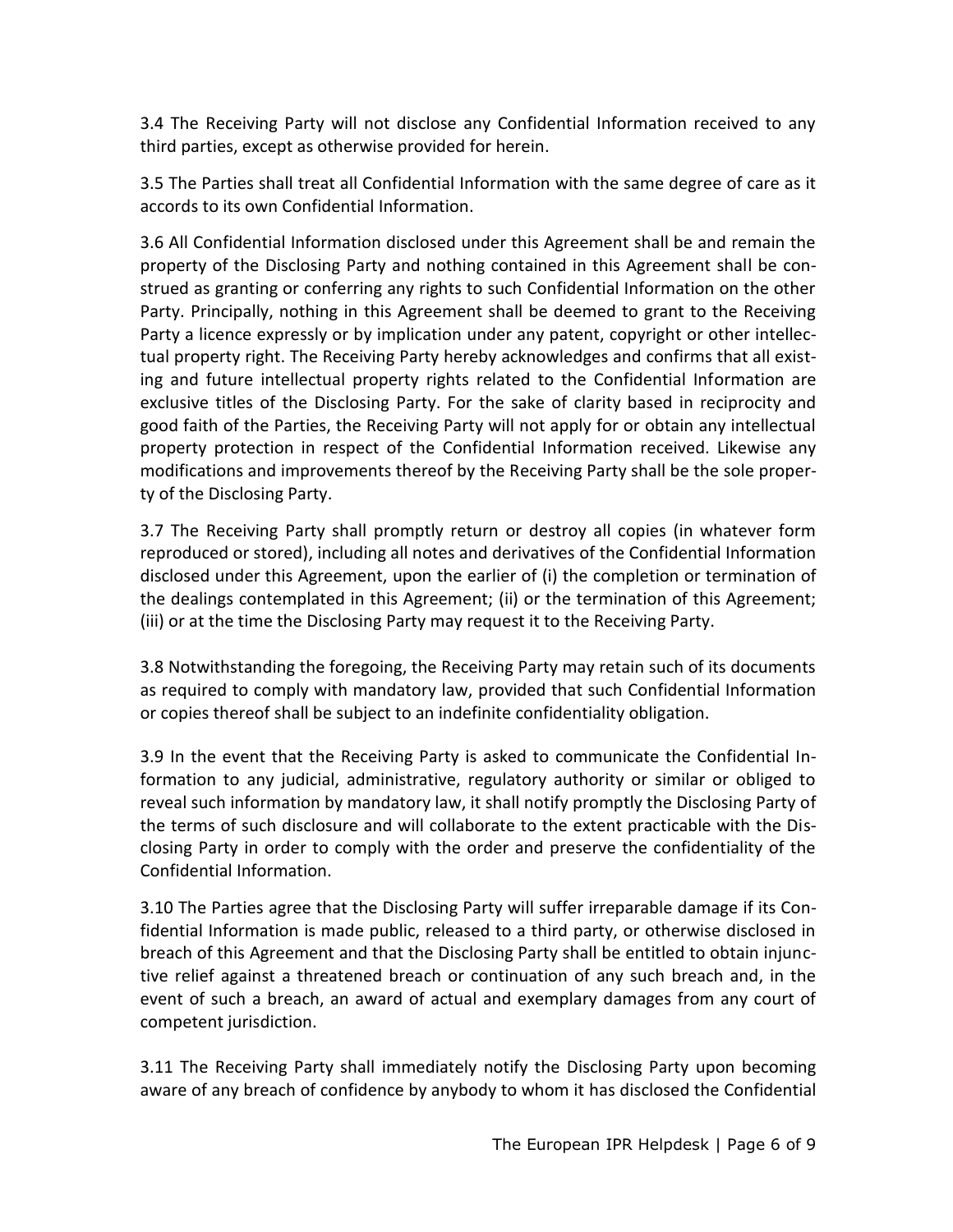3.4 The Receiving Party will not disclose any Confidential Information received to any third parties, except as otherwise provided for herein.

3.5 The Parties shall treat all Confidential Information with the same degree of care as it accords to its own Confidential Information.

3.6 All Confidential Information disclosed under this Agreement shall be and remain the property of the Disclosing Party and nothing contained in this Agreement shall be construed as granting or conferring any rights to such Confidential Information on the other Party. Principally, nothing in this Agreement shall be deemed to grant to the Receiving Party a licence expressly or by implication under any patent, copyright or other intellectual property right. The Receiving Party hereby acknowledges and confirms that all existing and future intellectual property rights related to the Confidential Information are exclusive titles of the Disclosing Party. For the sake of clarity based in reciprocity and good faith of the Parties, the Receiving Party will not apply for or obtain any intellectual property protection in respect of the Confidential Information received. Likewise any modifications and improvements thereof by the Receiving Party shall be the sole property of the Disclosing Party.

3.7 The Receiving Party shall promptly return or destroy all copies (in whatever form reproduced or stored), including all notes and derivatives of the Confidential Information disclosed under this Agreement, upon the earlier of (i) the completion or termination of the dealings contemplated in this Agreement; (ii) or the termination of this Agreement; (iii) or at the time the Disclosing Party may request it to the Receiving Party.

3.8 Notwithstanding the foregoing, the Receiving Party may retain such of its documents as required to comply with mandatory law, provided that such Confidential Information or copies thereof shall be subject to an indefinite confidentiality obligation.

3.9 In the event that the Receiving Party is asked to communicate the Confidential Information to any judicial, administrative, regulatory authority or similar or obliged to reveal such information by mandatory law, it shall notify promptly the Disclosing Party of the terms of such disclosure and will collaborate to the extent practicable with the Disclosing Party in order to comply with the order and preserve the confidentiality of the Confidential Information.

3.10 The Parties agree that the Disclosing Party will suffer irreparable damage if its Confidential Information is made public, released to a third party, or otherwise disclosed in breach of this Agreement and that the Disclosing Party shall be entitled to obtain injunctive relief against a threatened breach or continuation of any such breach and, in the event of such a breach, an award of actual and exemplary damages from any court of competent jurisdiction.

3.11 The Receiving Party shall immediately notify the Disclosing Party upon becoming aware of any breach of confidence by anybody to whom it has disclosed the Confidential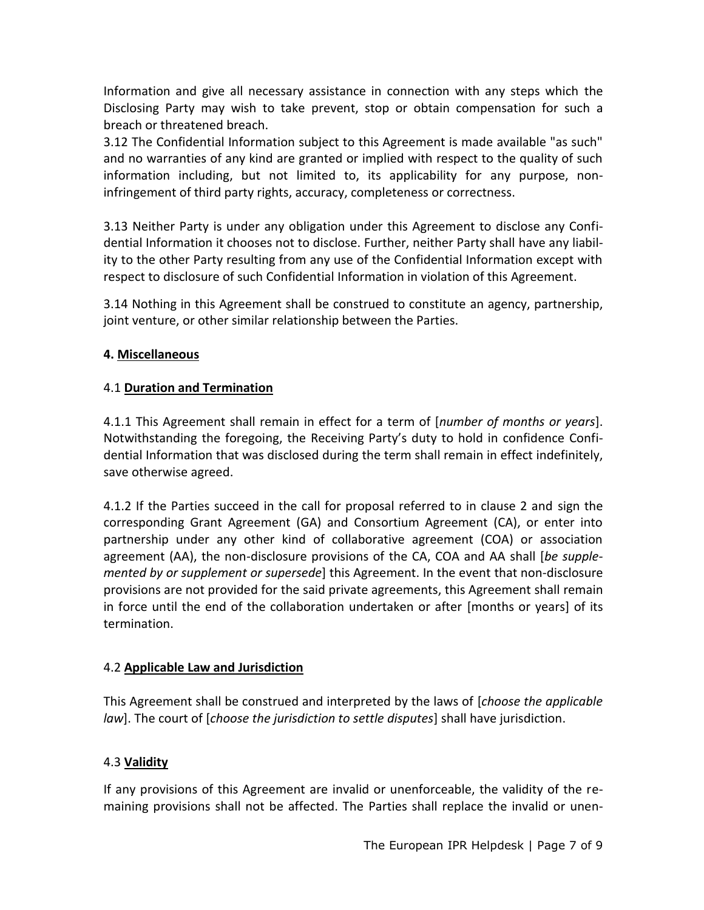Information and give all necessary assistance in connection with any steps which the Disclosing Party may wish to take prevent, stop or obtain compensation for such a breach or threatened breach.

3.12 The Confidential Information subject to this Agreement is made available "as such" and no warranties of any kind are granted or implied with respect to the quality of such information including, but not limited to, its applicability for any purpose, non-infringement of third party rights, accuracy, completeness or correctness.

3.13 Neither Party is under any obligation under this Agreement to disclose any Confidential Information it chooses not to disclose. Further, neither Party shall have any liability to the other Party resulting from any use of the Confidential Information except with respect to disclosure of such Confidential Information in violation of this Agreement.

3.14 Nothing in this Agreement shall be construed to constitute an agency, partnership, joint venture, or other similar relationship between the Parties.

**4. Miscellaneous**

4.1 **Duration and Termination**

4.1.1 This Agreement shall remain in effect for a term of [*number of months or years*]. Notwithstanding the foregoing, the Receiving Party's duty to hold in confidence Confidential Information that was disclosed during the term shall remain in effect indefinitely, save otherwise agreed.

4.1.2 If the Parties succeed in the call for proposal referred to in clause 2 and sign the corresponding Grant Agreement (GA) and Consortium Agreement (CA), or enter into partnership under any other kind of collaborative agreement (COA) or association agreement (AA), the non-disclosure provisions of the CA, COA and AA shall [*be supplemented by or supplement or supersede*] this Agreement. In the event that non-disclosure provisions are not provided for the said private agreements, this Agreement shall remain in force until the end of the collaboration undertaken or after [months or years] of its termination.

4.2 **Applicable Law and Jurisdiction**

This Agreement shall be construed and interpreted by the laws of [*choose the applicable law*]. The court of [*choose the jurisdiction to settle disputes*] shall have jurisdiction.

4.3 **Validity**

If any provisions of this Agreement are invalid or unenforceable, the validity of the remaining provisions shall not be affected. The Parties shall replace the invalid or unen-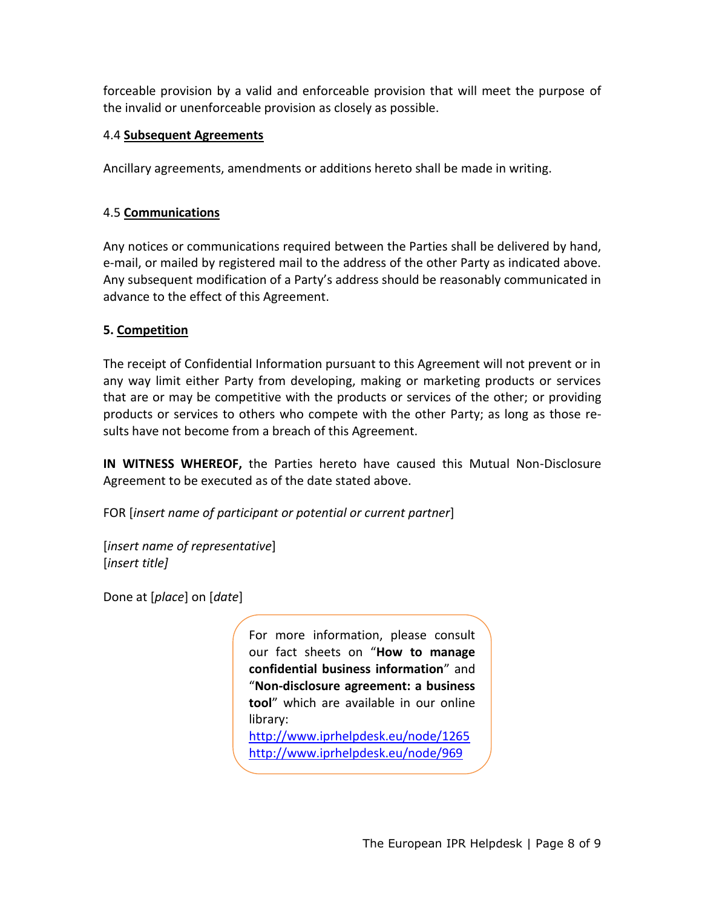forceable provision by a valid and enforceable provision that will meet the purpose of the invalid or unenforceable provision as closely as possible.

4.4 **Subsequent Agreements**

Ancillary agreements, amendments or additions hereto shall be made in writing.

4.5 **Communications**

Any notices or communications required between the Parties shall be delivered by hand, e-mail, or mailed by registered mail to the address of the other Party as indicated above. Any subsequent modification of a Party's address should be reasonably communicated in advance to the effect of this Agreement.

**5. Competition**

The receipt of Confidential Information pursuant to this Agreement will not prevent or in any way limit either Party from developing, making or marketing products or services that are or may be competitive with the products or services of the other; or providing products or services to others who compete with the other Party; as long as those results have not become from a breach of this Agreement.

**IN WITNESS WHEREOF,** the Parties hereto have caused this Mutual Non-Disclosure Agreement to be executed as of the date stated above.

FOR [*insert name of participant or potential or current partner*]

[*insert name of representative*]
[*insert title]*

Done at [*place*] on [*date*]

For more information, please consult our fact sheets on "**How to manage confidential business information**" and "**Non-disclosure agreement: a business tool**" which are available in our online library:
http://www.iprhelpdesk.eu/node/1265
http://www.iprhelpdesk.eu/node/969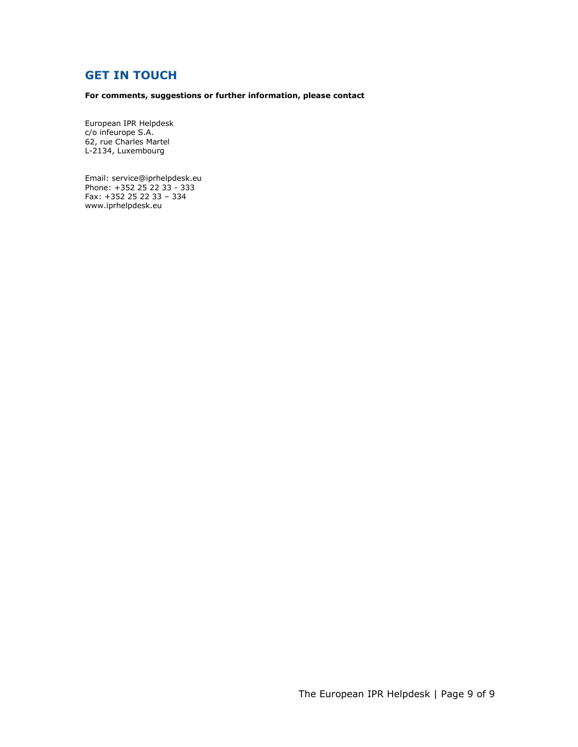## GET IN TOUCH

**For comments, suggestions or further information, please contact**

European IPR Helpdesk
c/o infeurope S.A.
62, rue Charles Martel
L-2134, Luxembourg

Email: service@iprhelpdesk.eu
Phone: +352 25 22 33 - 333
Fax: +352 25 22 33 – 334
www.iprhelpdesk.eu